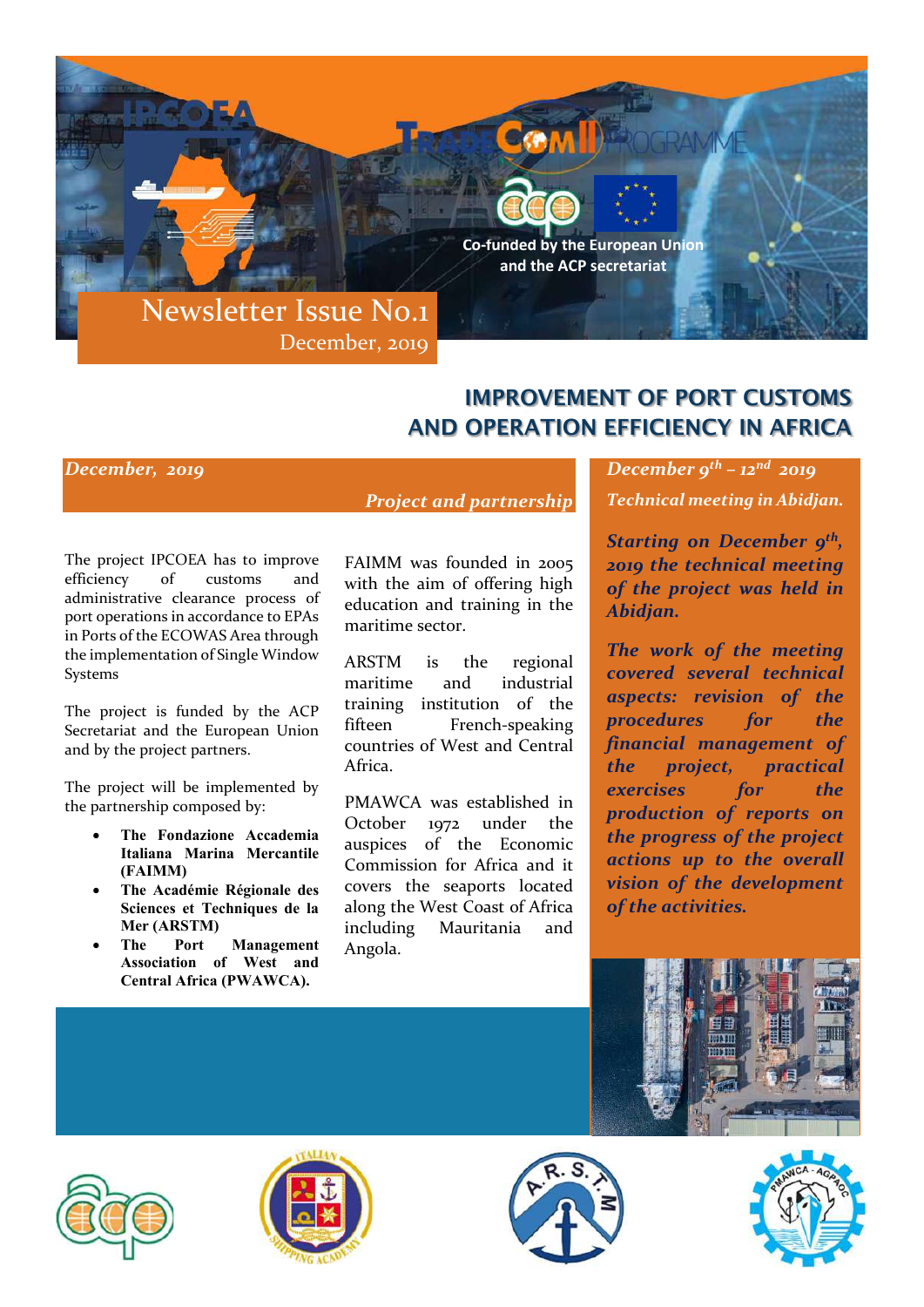IPCOEA

TradeCom II Programme

Co-funded by the European Union and the ACP secretariat

# Newsletter Issue No.1

December, 2019

## IMPROVEMENT OF PORT CUSTOMS AND OPERATION EFFICIENCY IN AFRICA

***December, 2019***

***Project and partnership***

The project IPCOEA has to improve efficiency of customs and administrative clearance process of port operations in accordance to EPAs in Ports of the ECOWAS Area through the implementation of Single Window Systems

The project is funded by the ACP Secretariat and the European Union and by the project partners.

The project will be implemented by the partnership composed by:

- **The Fondazione Accademia Italiana Marina Mercantile (FAIMM)**
- **The Académie Régionale des Sciences et Techniques de la Mer (ARSTM)**
- **The Port Management Association of West and Central Africa (PWAWCA).**

FAIMM was founded in 2005 with the aim of offering high education and training in the maritime sector.

ARSTM is the regional maritime and industrial training institution of the fifteen French-speaking countries of West and Central Africa.

PMAWCA was established in October 1972 under the auspices of the Economic Commission for Africa and it covers the seaports located along the West Coast of Africa including Mauritania and Angola.

***December 9th – 12nd 2019***

***Technical meeting in Abidjan.***

***Starting on December 9th, 2019 the technical meeting of the project was held in Abidjan.***

***The work of the meeting covered several technical aspects: revision of the procedures for the financial management of the project, practical exercises for the production of reports on the progress of the project actions up to the overall vision of the development of the activities.***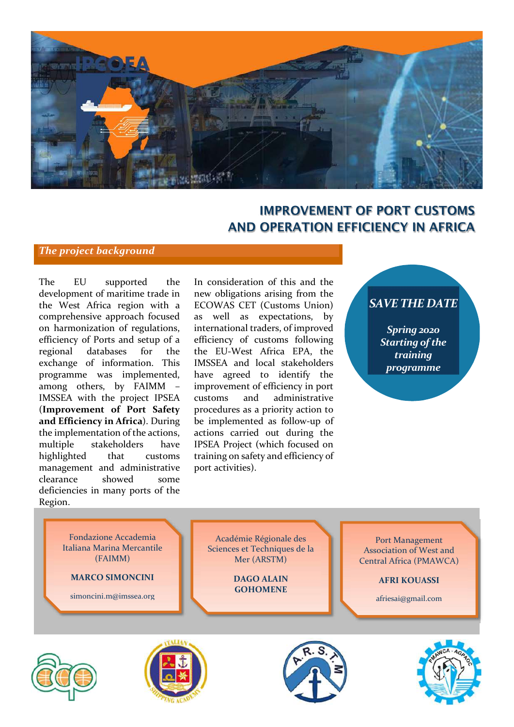# IMPROVEMENT OF PORT CUSTOMS AND OPERATION EFFICIENCY IN AFRICA

## *The project background*

The EU supported the development of maritime trade in the West Africa region with a comprehensive approach focused on harmonization of regulations, efficiency of Ports and setup of a regional databases for the exchange of information. This programme was implemented, among others, by FAIMM – IMSSEA with the project IPSEA (**Improvement of Port Safety and Efficiency in Africa**). During the implementation of the actions, multiple stakeholders have highlighted that customs management and administrative clearance showed some deficiencies in many ports of the Region.

In consideration of this and the new obligations arising from the ECOWAS CET (Customs Union) as well as expectations, by international traders, of improved efficiency of customs following the EU-West Africa EPA, the IMSSEA and local stakeholders have agreed to identify the improvement of efficiency in port customs and administrative procedures as a priority action to be implemented as follow-up of actions carried out during the IPSEA Project (which focused on training on safety and efficiency of port activities).

***SAVE THE DATE***

***Spring 2020 Starting of the training programme***

Fondazione Accademia Italiana Marina Mercantile (FAIMM)

**MARCO SIMONCINI**

simoncini.m@imssea.org

Académie Régionale des Sciences et Techniques de la Mer (ARSTM)

**DAGO ALAIN GOHOMENE**

Port Management Association of West and Central Africa (PMAWCA)

**AFRI KOUASSI**

afriesai@gmail.com